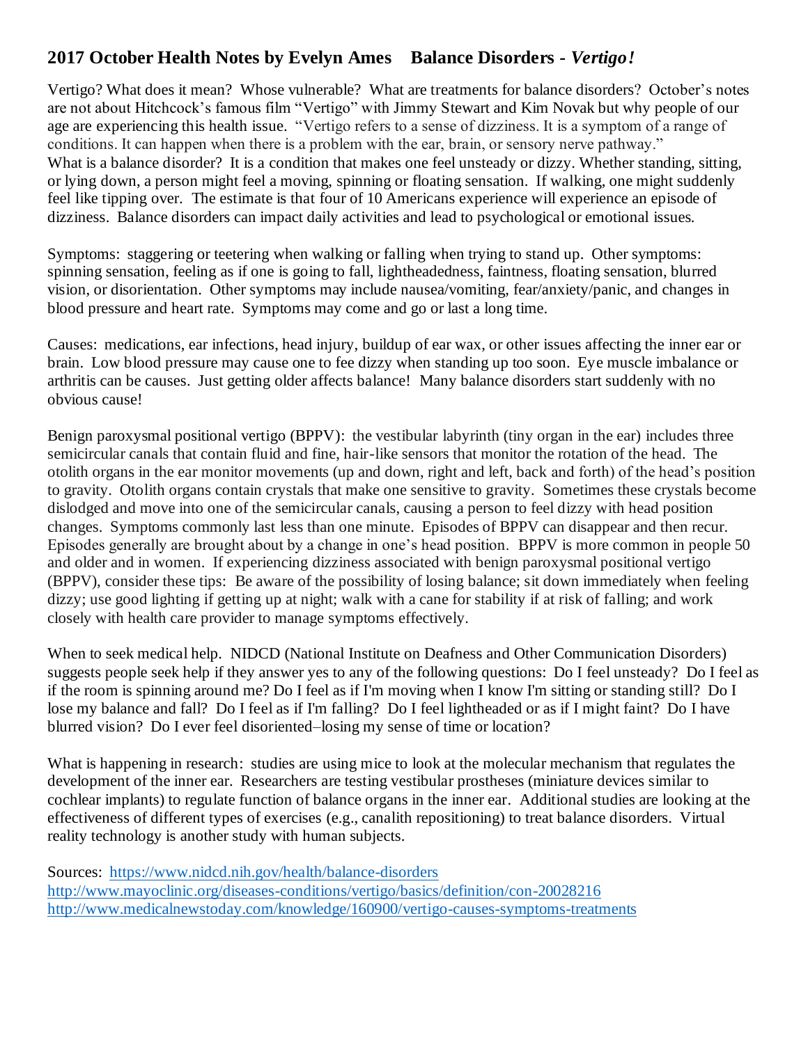## 2017 October Health Notes by Evelyn Ames    Balance Disorders - *Vertigo!*

Vertigo? What does it mean? Whose vulnerable? What are treatments for balance disorders? October's notes are not about Hitchcock's famous film "Vertigo" with Jimmy Stewart and Kim Novak but why people of our age are experiencing this health issue. "Vertigo refers to a sense of dizziness. It is a symptom of a range of conditions. It can happen when there is a problem with the ear, brain, or sensory nerve pathway." What is a balance disorder? It is a condition that makes one feel unsteady or dizzy. Whether standing, sitting, or lying down, a person might feel a moving, spinning or floating sensation. If walking, one might suddenly feel like tipping over. The estimate is that four of 10 Americans experience will experience an episode of dizziness. Balance disorders can impact daily activities and lead to psychological or emotional issues.

Symptoms: staggering or teetering when walking or falling when trying to stand up. Other symptoms: spinning sensation, feeling as if one is going to fall, lightheadedness, faintness, floating sensation, blurred vision, or disorientation. Other symptoms may include nausea/vomiting, fear/anxiety/panic, and changes in blood pressure and heart rate. Symptoms may come and go or last a long time.

Causes: medications, ear infections, head injury, buildup of ear wax, or other issues affecting the inner ear or brain. Low blood pressure may cause one to fee dizzy when standing up too soon. Eye muscle imbalance or arthritis can be causes. Just getting older affects balance! Many balance disorders start suddenly with no obvious cause!

Benign paroxysmal positional vertigo (BPPV): the vestibular labyrinth (tiny organ in the ear) includes three semicircular canals that contain fluid and fine, hair-like sensors that monitor the rotation of the head. The otolith organs in the ear monitor movements (up and down, right and left, back and forth) of the head's position to gravity. Otolith organs contain crystals that make one sensitive to gravity. Sometimes these crystals become dislodged and move into one of the semicircular canals, causing a person to feel dizzy with head position changes. Symptoms commonly last less than one minute. Episodes of BPPV can disappear and then recur. Episodes generally are brought about by a change in one's head position. BPPV is more common in people 50 and older and in women. If experiencing dizziness associated with benign paroxysmal positional vertigo (BPPV), consider these tips: Be aware of the possibility of losing balance; sit down immediately when feeling dizzy; use good lighting if getting up at night; walk with a cane for stability if at risk of falling; and work closely with health care provider to manage symptoms effectively.

When to seek medical help. NIDCD (National Institute on Deafness and Other Communication Disorders) suggests people seek help if they answer yes to any of the following questions: Do I feel unsteady? Do I feel as if the room is spinning around me? Do I feel as if I'm moving when I know I'm sitting or standing still? Do I lose my balance and fall? Do I feel as if I'm falling? Do I feel lightheaded or as if I might faint? Do I have blurred vision? Do I ever feel disoriented–losing my sense of time or location?

What is happening in research: studies are using mice to look at the molecular mechanism that regulates the development of the inner ear. Researchers are testing vestibular prostheses (miniature devices similar to cochlear implants) to regulate function of balance organs in the inner ear. Additional studies are looking at the effectiveness of different types of exercises (e.g., canalith repositioning) to treat balance disorders. Virtual reality technology is another study with human subjects.

Sources: https://www.nidcd.nih.gov/health/balance-disorders
http://www.mayoclinic.org/diseases-conditions/vertigo/basics/definition/con-20028216
http://www.medicalnewstoday.com/knowledge/160900/vertigo-causes-symptoms-treatments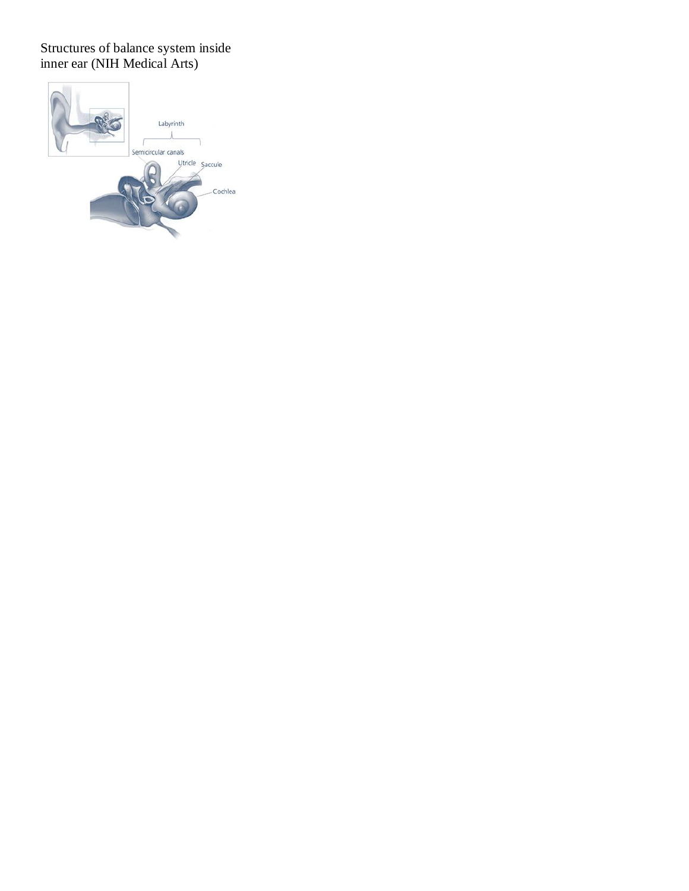Structures of balance system inside inner ear (NIH Medical Arts)

Labyrinth

Semicircular canals

Utricle

Saccule

Cochlea